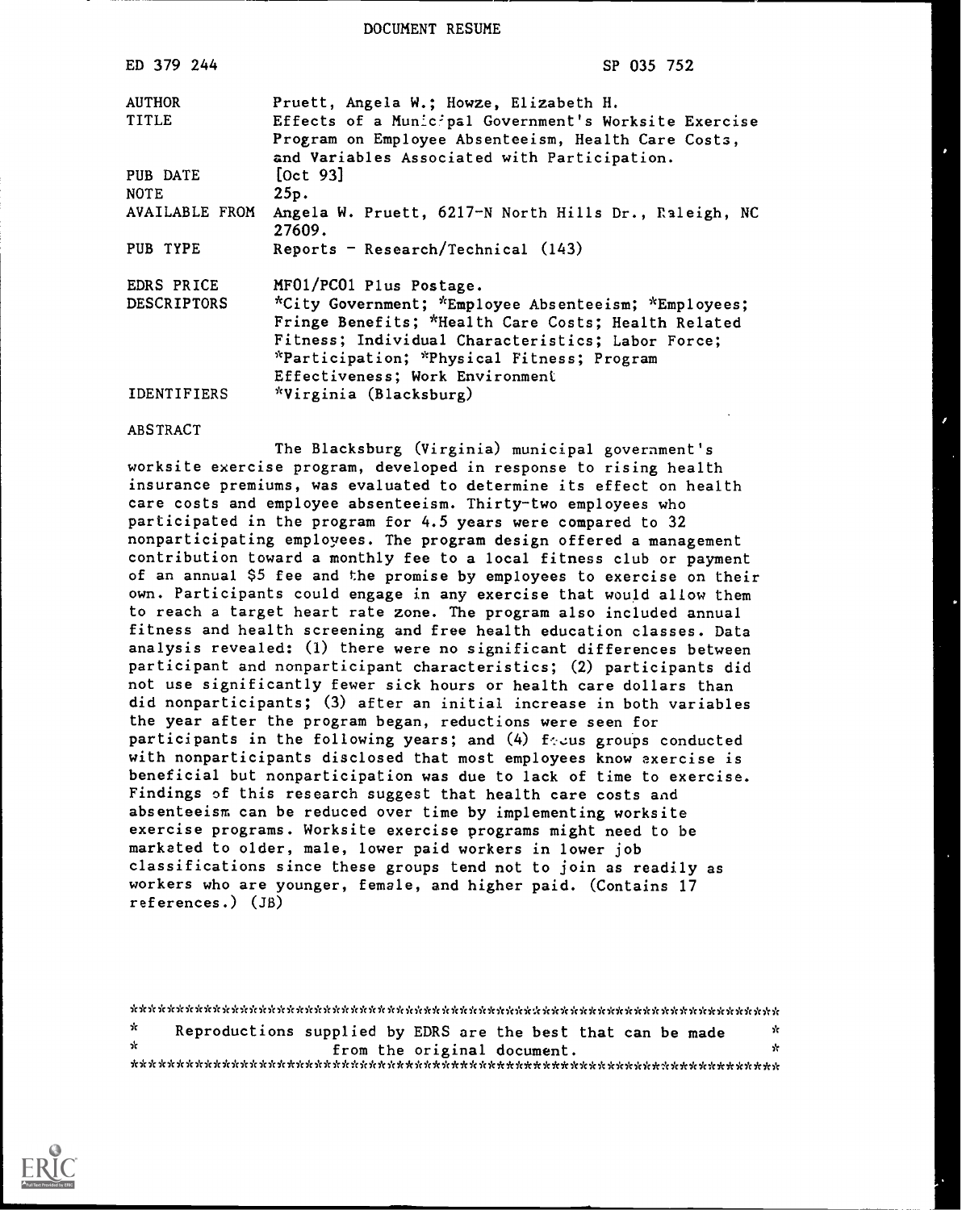DOCUMENT RESUME

| | |
|---|---|
| ED 379 244 | SP 035 752 |
| AUTHOR | Pruett, Angela W.; Howze, Elizabeth H. |
| TITLE | Effects of a Municipal Government's Worksite Exercise Program on Employee Absenteeism, Health Care Costs, and Variables Associated with Participation. |
| PUB DATE | [Oct 93] |
| NOTE | 25p. |
| AVAILABLE FROM | Angela W. Pruett, 6217-N North Hills Dr., Raleigh, NC 27609. |
| PUB TYPE | Reports - Research/Technical (143) |
| EDRS PRICE | MF01/PC01 Plus Postage. |
| DESCRIPTORS | *City Government; *Employee Absenteeism; *Employees; Fringe Benefits; *Health Care Costs; Health Related Fitness; Individual Characteristics; Labor Force; *Participation; *Physical Fitness; Program Effectiveness; Work Environment |
| IDENTIFIERS | *Virginia (Blacksburg) |

ABSTRACT

The Blacksburg (Virginia) municipal government's worksite exercise program, developed in response to rising health insurance premiums, was evaluated to determine its effect on health care costs and employee absenteeism. Thirty-two employees who participated in the program for 4.5 years were compared to 32 nonparticipating employees. The program design offered a management contribution toward a monthly fee to a local fitness club or payment of an annual $5 fee and the promise by employees to exercise on their own. Participants could engage in any exercise that would allow them to reach a target heart rate zone. The program also included annual fitness and health screening and free health education classes. Data analysis revealed: (1) there were no significant differences between participant and nonparticipant characteristics; (2) participants did not use significantly fewer sick hours or health care dollars than did nonparticipants; (3) after an initial increase in both variables the year after the program began, reductions were seen for participants in the following years; and (4) focus groups conducted with nonparticipants disclosed that most employees know exercise is beneficial but nonparticipation was due to lack of time to exercise. Findings of this research suggest that health care costs and absenteeism can be reduced over time by implementing worksite exercise programs. Worksite exercise programs might need to be marketed to older, male, lower paid workers in lower job classifications since these groups tend not to join as readily as workers who are younger, female, and higher paid. (Contains 17 references.) (JB)

***********************************************************************
* Reproductions supplied by EDRS are the best that can be made *
* from the original document. *
***********************************************************************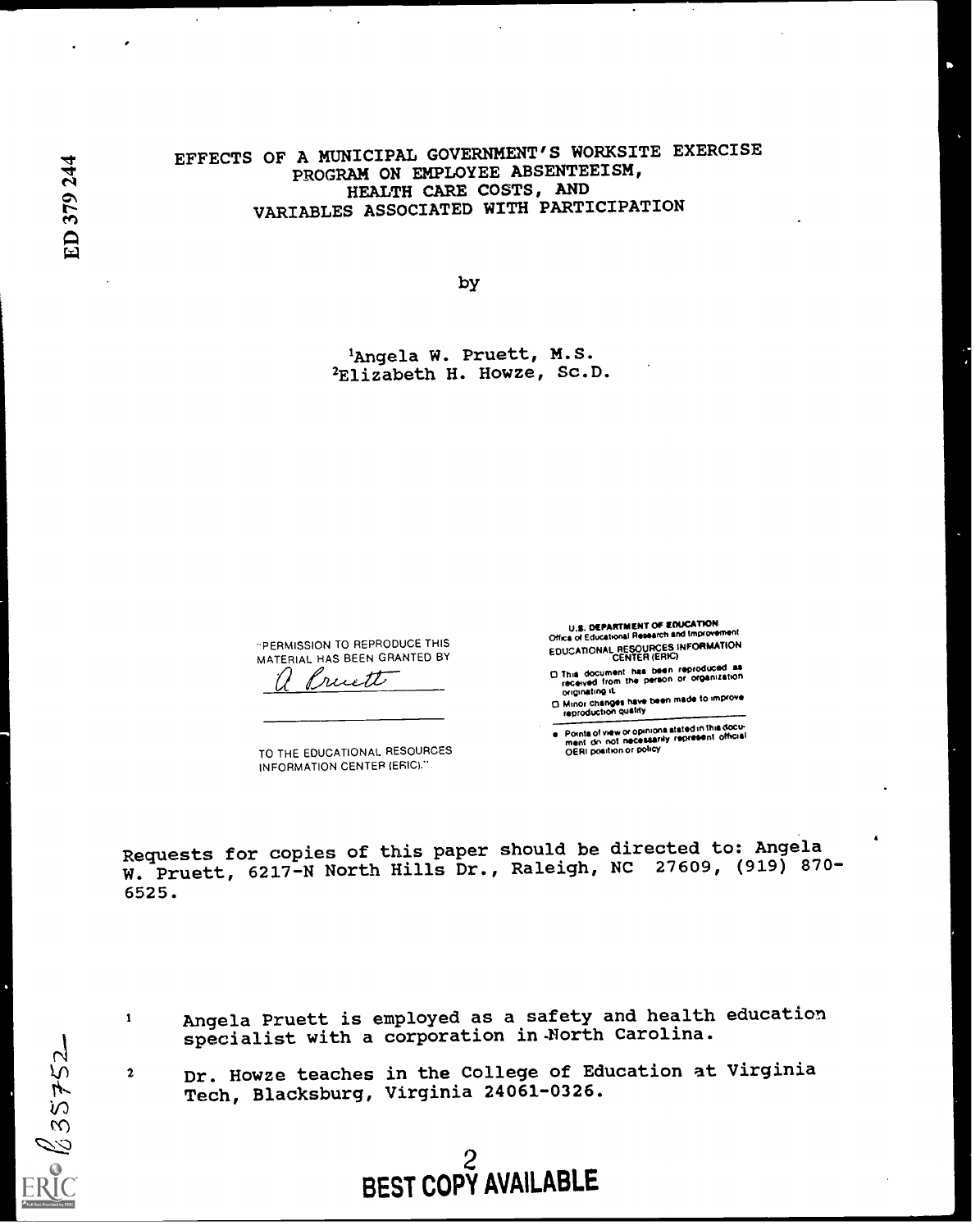# EFFECTS OF A MUNICIPAL GOVERNMENT'S WORKSITE EXERCISE PROGRAM ON EMPLOYEE ABSENTEEISM, HEALTH CARE COSTS, AND VARIABLES ASSOCIATED WITH PARTICIPATION

by

[1]Angela W. Pruett, M.S.
[2]Elizabeth H. Howze, Sc.D.

"PERMISSION TO REPRODUCE THIS MATERIAL HAS BEEN GRANTED BY

A. Pruett

TO THE EDUCATIONAL RESOURCES INFORMATION CENTER (ERIC)."

U.S. DEPARTMENT OF EDUCATION
Office of Educational Research and Improvement
EDUCATIONAL RESOURCES INFORMATION CENTER (ERIC)

- This document has been reproduced as received from the person or organization originating it.
- Minor changes have been made to improve reproduction quality.
- Points of view or opinions stated in this document do not necessarily represent official OERI position or policy

Requests for copies of this paper should be directed to: Angela W. Pruett, 6217-N North Hills Dr., Raleigh, NC 27609, (919) 870-6525.

[1] Angela Pruett is employed as a safety and health education specialist with a corporation in North Carolina.

[2] Dr. Howze teaches in the College of Education at Virginia Tech, Blacksburg, Virginia 24061-0326.

BEST COPY AVAILABLE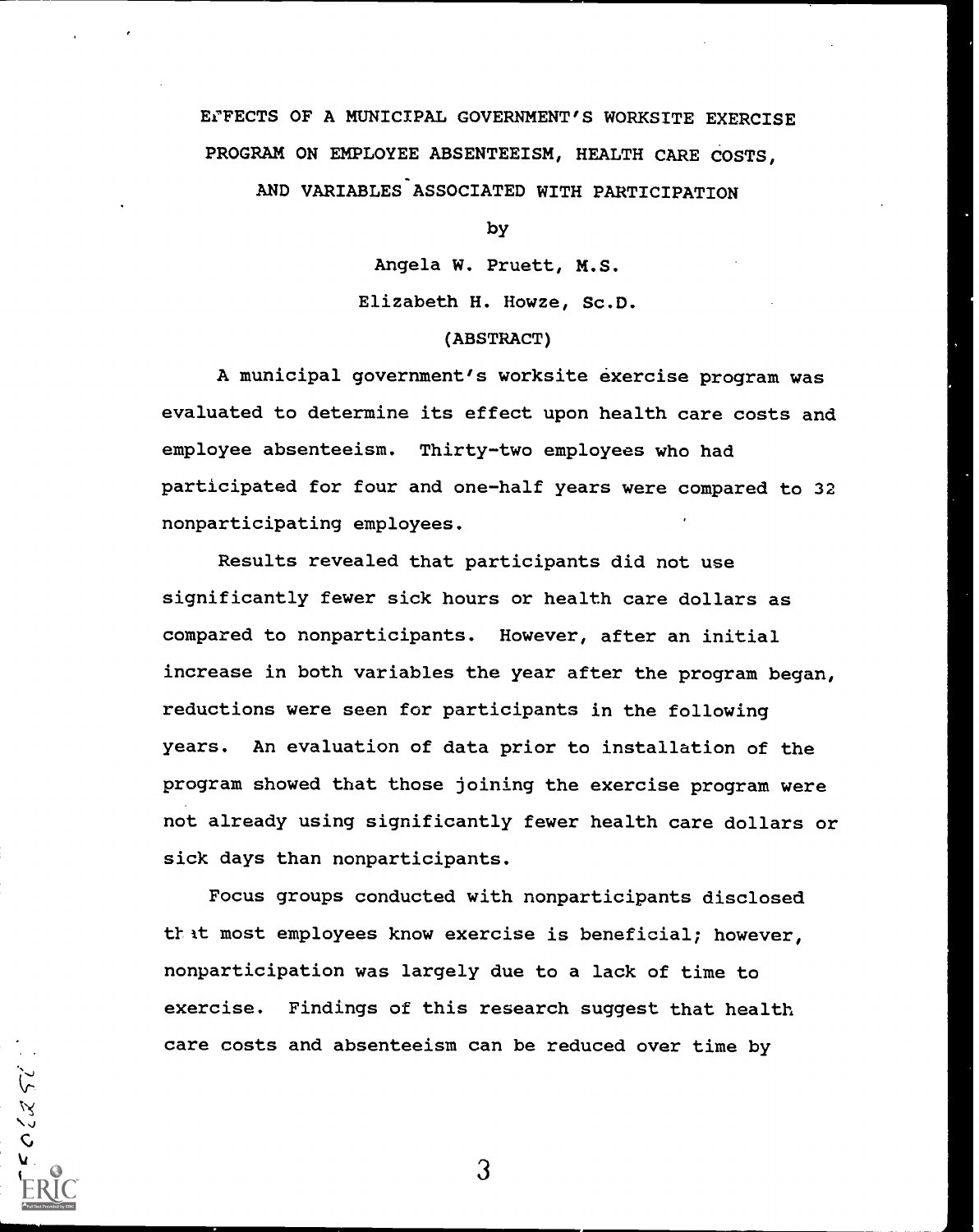EFFECTS OF A MUNICIPAL GOVERNMENT'S WORKSITE EXERCISE PROGRAM ON EMPLOYEE ABSENTEEISM, HEALTH CARE COSTS, AND VARIABLES ASSOCIATED WITH PARTICIPATION

by

Angela W. Pruett, M.S.

Elizabeth H. Howze, Sc.D.

(ABSTRACT)

A municipal government's worksite exercise program was evaluated to determine its effect upon health care costs and employee absenteeism. Thirty-two employees who had participated for four and one-half years were compared to 32 nonparticipating employees.

Results revealed that participants did not use significantly fewer sick hours or health care dollars as compared to nonparticipants. However, after an initial increase in both variables the year after the program began, reductions were seen for participants in the following years. An evaluation of data prior to installation of the program showed that those joining the exercise program were not already using significantly fewer health care dollars or sick days than nonparticipants.

Focus groups conducted with nonparticipants disclosed that most employees know exercise is beneficial; however, nonparticipation was largely due to a lack of time to exercise. Findings of this research suggest that health care costs and absenteeism can be reduced over time by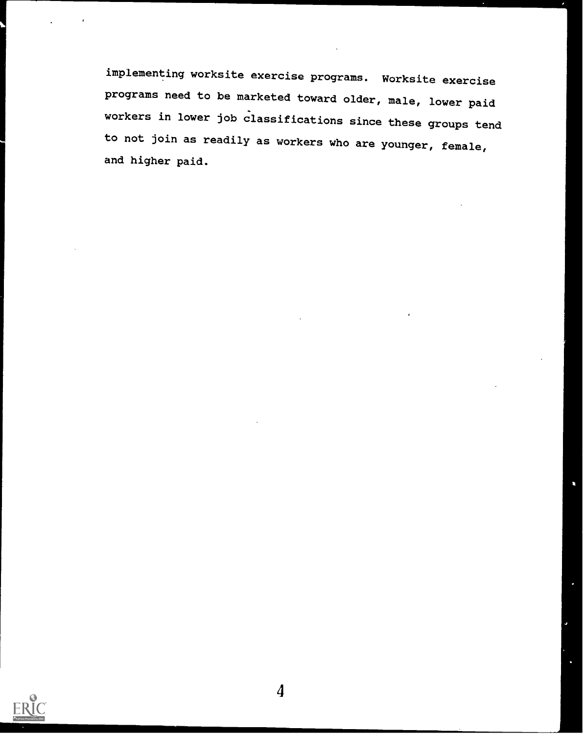implementing worksite exercise programs. Worksite exercise programs need to be marketed toward older, male, lower paid workers in lower job classifications since these groups tend to not join as readily as workers who are younger, female, and higher paid.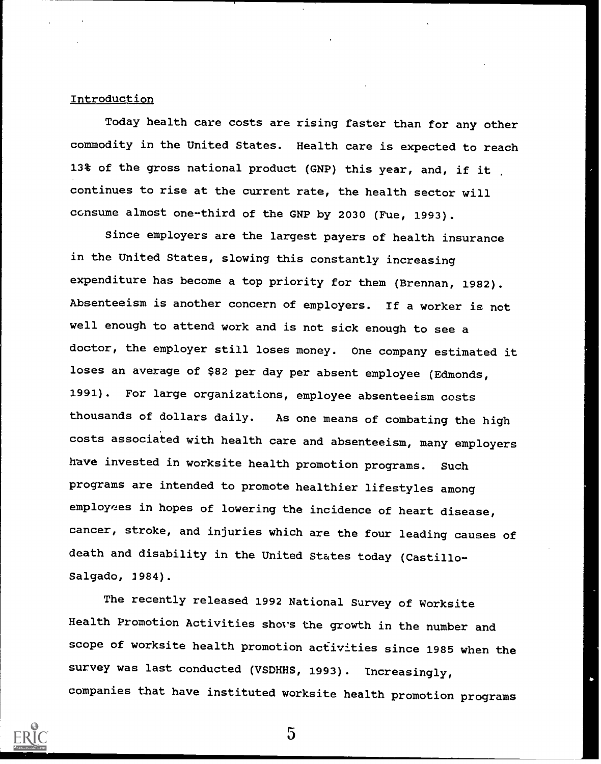Introduction

Today health care costs are rising faster than for any other commodity in the United States. Health care is expected to reach 13% of the gross national product (GNP) this year, and, if it continues to rise at the current rate, the health sector will consume almost one-third of the GNP by 2030 (Fue, 1993).

Since employers are the largest payers of health insurance in the United States, slowing this constantly increasing expenditure has become a top priority for them (Brennan, 1982). Absenteeism is another concern of employers. If a worker is not well enough to attend work and is not sick enough to see a doctor, the employer still loses money. One company estimated it loses an average of $82 per day per absent employee (Edmonds, 1991). For large organizations, employee absenteeism costs thousands of dollars daily. As one means of combating the high costs associated with health care and absenteeism, many employers have invested in worksite health promotion programs. Such programs are intended to promote healthier lifestyles among employees in hopes of lowering the incidence of heart disease, cancer, stroke, and injuries which are the four leading causes of death and disability in the United States today (Castillo-Salgado, 1984).

The recently released 1992 National Survey of Worksite Health Promotion Activities shows the growth in the number and scope of worksite health promotion activities since 1985 when the survey was last conducted (VSDHHS, 1993). Increasingly, companies that have instituted worksite health promotion programs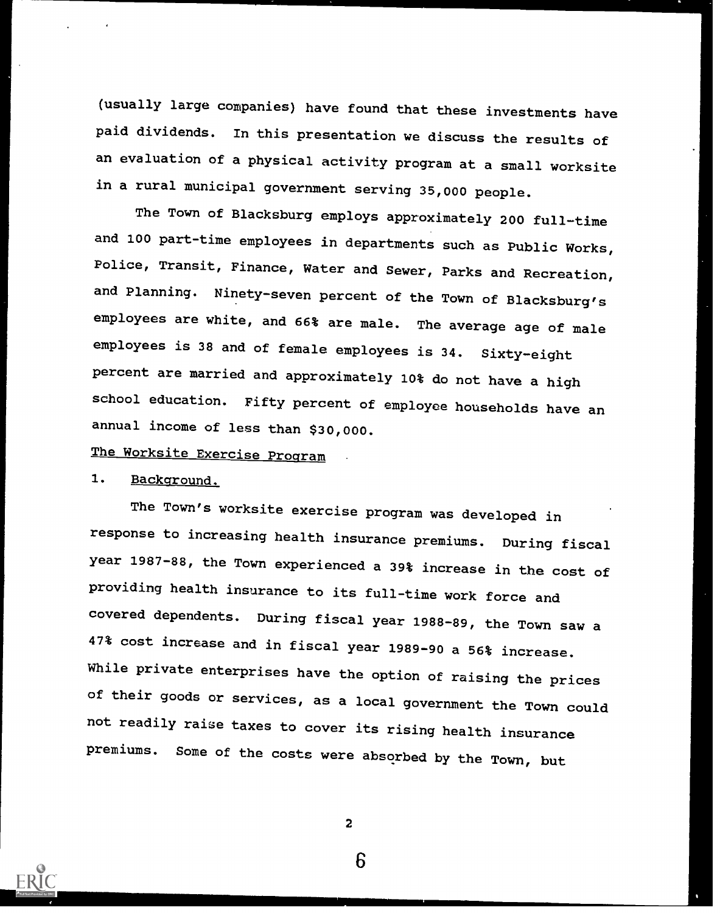(usually large companies) have found that these investments have paid dividends. In this presentation we discuss the results of an evaluation of a physical activity program at a small worksite in a rural municipal government serving 35,000 people.

The Town of Blacksburg employs approximately 200 full-time and 100 part-time employees in departments such as Public Works, Police, Transit, Finance, Water and Sewer, Parks and Recreation, and Planning. Ninety-seven percent of the Town of Blacksburg's employees are white, and 66% are male. The average age of male employees is 38 and of female employees is 34. Sixty-eight percent are married and approximately 10% do not have a high school education. Fifty percent of employee households have an annual income of less than $30,000.

## The Worksite Exercise Program

### 1. Background.

The Town's worksite exercise program was developed in response to increasing health insurance premiums. During fiscal year 1987-88, the Town experienced a 39% increase in the cost of providing health insurance to its full-time work force and covered dependents. During fiscal year 1988-89, the Town saw a 47% cost increase and in fiscal year 1989-90 a 56% increase. While private enterprises have the option of raising the prices of their goods or services, as a local government the Town could not readily raise taxes to cover its rising health insurance premiums. Some of the costs were absorbed by the Town, but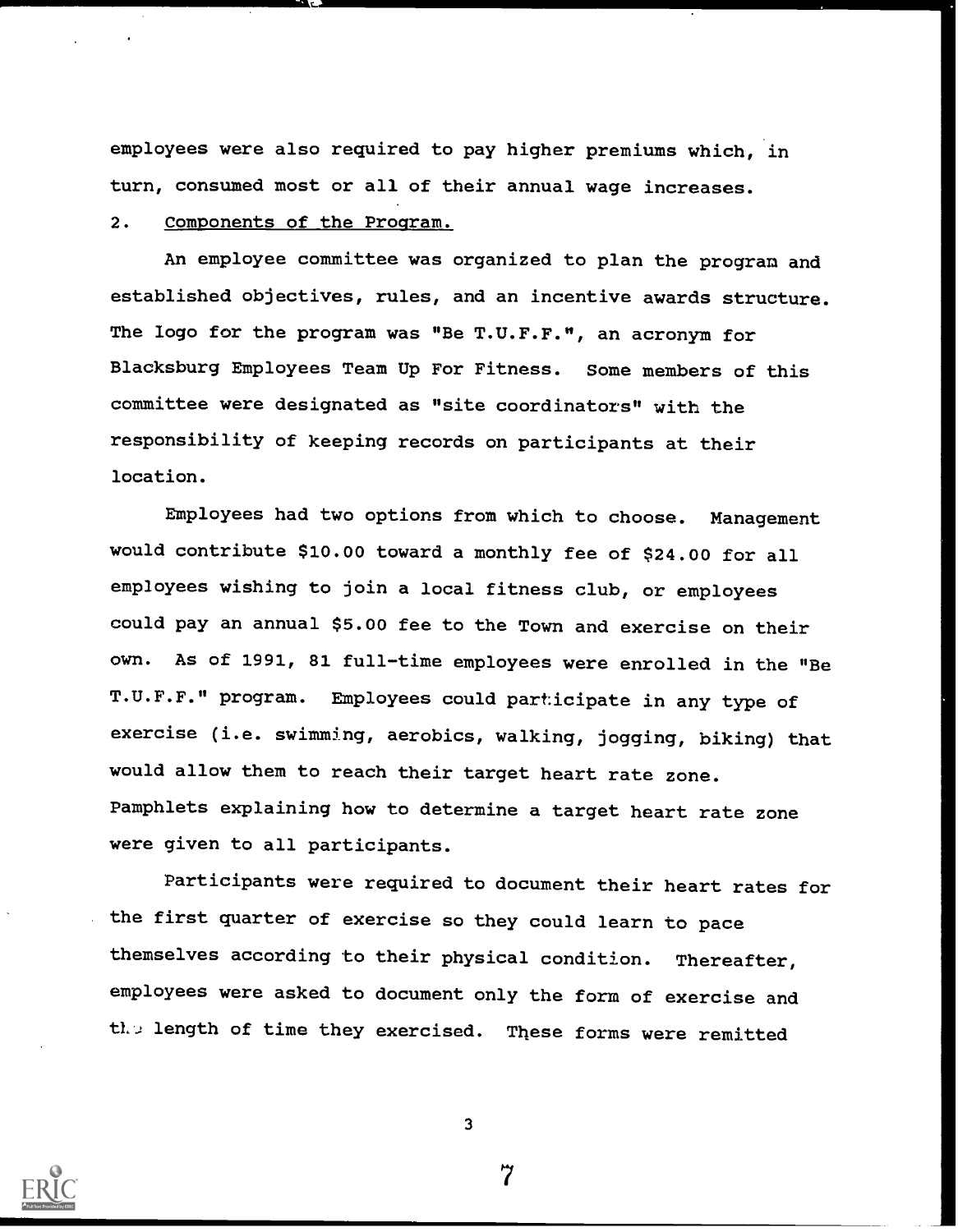employees were also required to pay higher premiums which, in turn, consumed most or all of their annual wage increases.

2. Components of the Program.

An employee committee was organized to plan the program and established objectives, rules, and an incentive awards structure. The logo for the program was "Be T.U.F.F.", an acronym for Blacksburg Employees Team Up For Fitness. Some members of this committee were designated as "site coordinators" with the responsibility of keeping records on participants at their location.

Employees had two options from which to choose. Management would contribute $10.00 toward a monthly fee of $24.00 for all employees wishing to join a local fitness club, or employees could pay an annual $5.00 fee to the Town and exercise on their own. As of 1991, 81 full-time employees were enrolled in the "Be T.U.F.F." program. Employees could participate in any type of exercise (i.e. swimming, aerobics, walking, jogging, biking) that would allow them to reach their target heart rate zone. Pamphlets explaining how to determine a target heart rate zone were given to all participants.

Participants were required to document their heart rates for the first quarter of exercise so they could learn to pace themselves according to their physical condition. Thereafter, employees were asked to document only the form of exercise and the length of time they exercised. These forms were remitted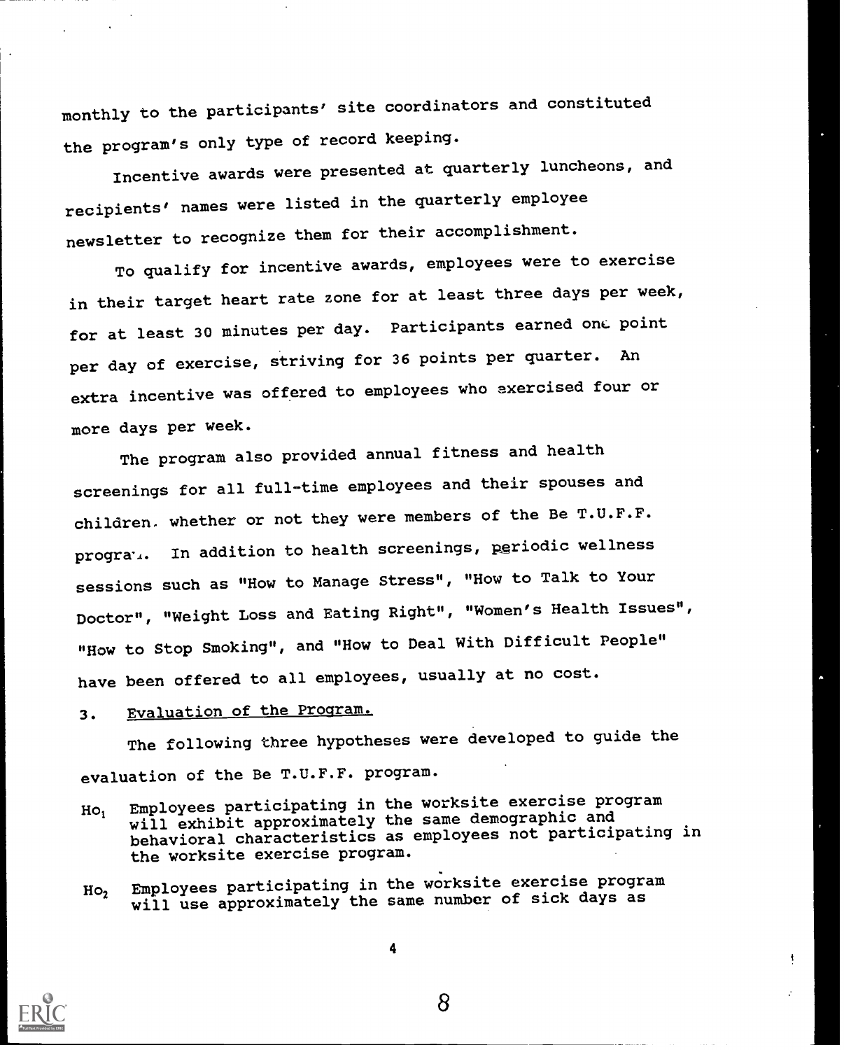monthly to the participants' site coordinators and constituted the program's only type of record keeping.

Incentive awards were presented at quarterly luncheons, and recipients' names were listed in the quarterly employee newsletter to recognize them for their accomplishment.

To qualify for incentive awards, employees were to exercise in their target heart rate zone for at least three days per week, for at least 30 minutes per day. Participants earned one point per day of exercise, striving for 36 points per quarter. An extra incentive was offered to employees who exercised four or more days per week.

The program also provided annual fitness and health screenings for all full-time employees and their spouses and children, whether or not they were members of the Be T.U.F.F. program. In addition to health screenings, periodic wellness sessions such as "How to Manage Stress", "How to Talk to Your Doctor", "Weight Loss and Eating Right", "Women's Health Issues", "How to Stop Smoking", and "How to Deal With Difficult People" have been offered to all employees, usually at no cost.

3. Evaluation of the Program.

The following three hypotheses were developed to guide the evaluation of the Be T.U.F.F. program.

$Ho_1$ Employees participating in the worksite exercise program will exhibit approximately the same demographic and behavioral characteristics as employees not participating in the worksite exercise program.

$Ho_2$ Employees participating in the worksite exercise program will use approximately the same number of sick days as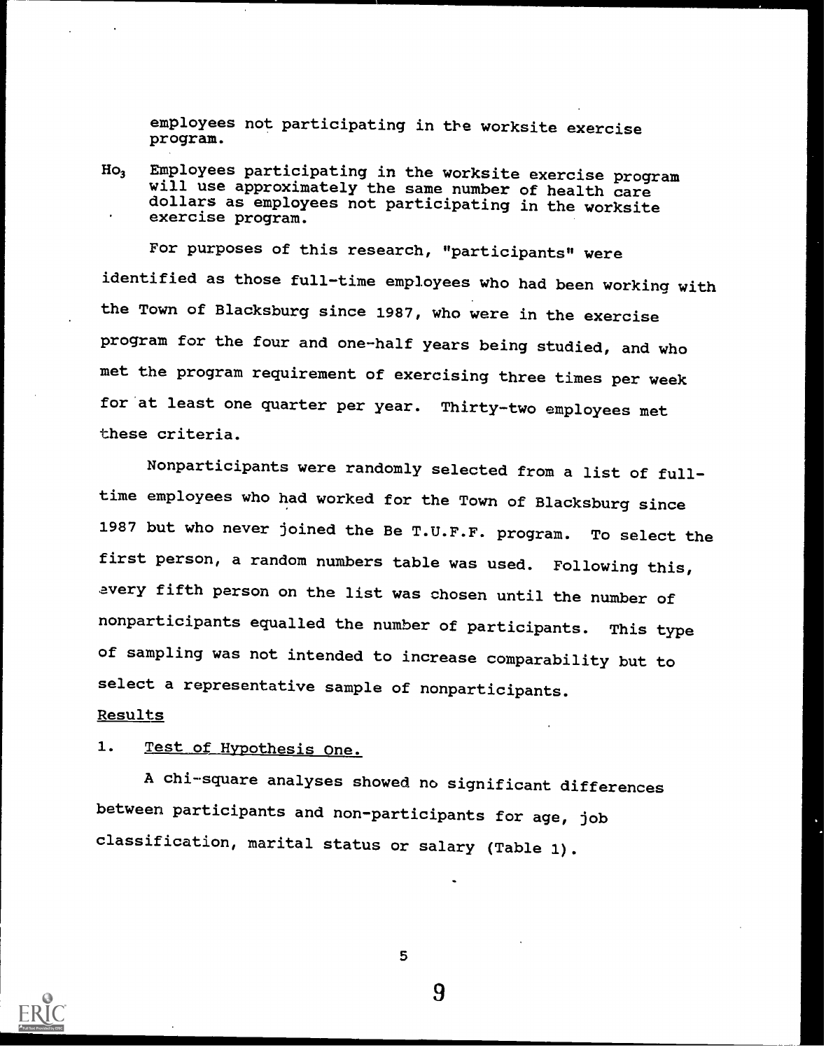employees not participating in the worksite exercise program.

$Ho_3$ Employees participating in the worksite exercise program will use approximately the same number of health care dollars as employees not participating in the worksite exercise program.

For purposes of this research, "participants" were identified as those full-time employees who had been working with the Town of Blacksburg since 1987, who were in the exercise program for the four and one-half years being studied, and who met the program requirement of exercising three times per week for at least one quarter per year. Thirty-two employees met these criteria.

Nonparticipants were randomly selected from a list of full-time employees who had worked for the Town of Blacksburg since 1987 but who never joined the Be T.U.F.F. program. To select the first person, a random numbers table was used. Following this, every fifth person on the list was chosen until the number of nonparticipants equalled the number of participants. This type of sampling was not intended to increase comparability but to select a representative sample of nonparticipants.

## Results

### 1. Test of Hypothesis One.

A chi-square analyses showed no significant differences between participants and non-participants for age, job classification, marital status or salary (Table 1).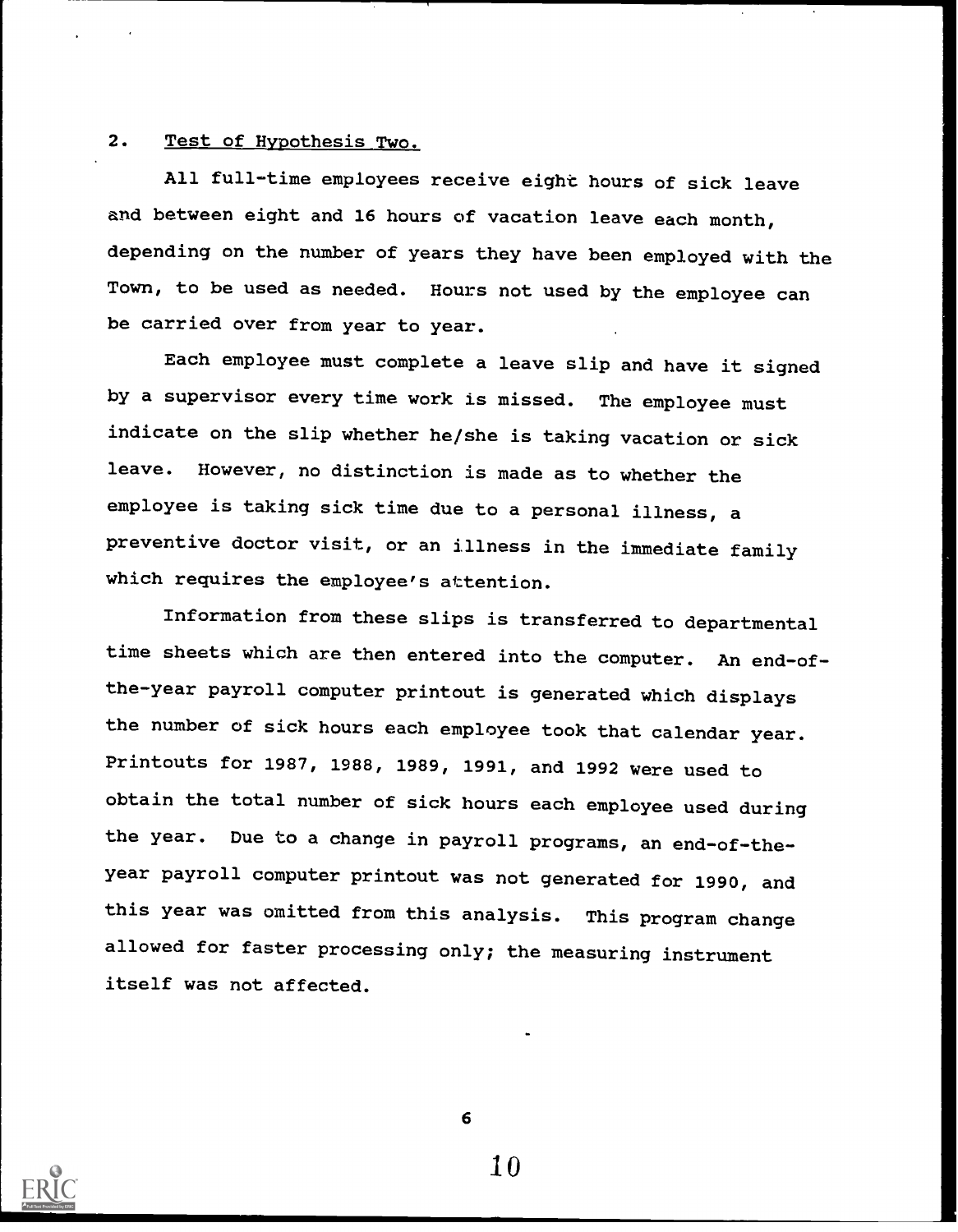2. <u>Test of Hypothesis Two.</u>

All full-time employees receive eight hours of sick leave and between eight and 16 hours of vacation leave each month, depending on the number of years they have been employed with the Town, to be used as needed. Hours not used by the employee can be carried over from year to year.

Each employee must complete a leave slip and have it signed by a supervisor every time work is missed. The employee must indicate on the slip whether he/she is taking vacation or sick leave. However, no distinction is made as to whether the employee is taking sick time due to a personal illness, a preventive doctor visit, or an illness in the immediate family which requires the employee's attention.

Information from these slips is transferred to departmental time sheets which are then entered into the computer. An end-of-the-year payroll computer printout is generated which displays the number of sick hours each employee took that calendar year. Printouts for 1987, 1988, 1989, 1991, and 1992 were used to obtain the total number of sick hours each employee used during the year. Due to a change in payroll programs, an end-of-the-year payroll computer printout was not generated for 1990, and this year was omitted from this analysis. This program change allowed for faster processing only; the measuring instrument itself was not affected.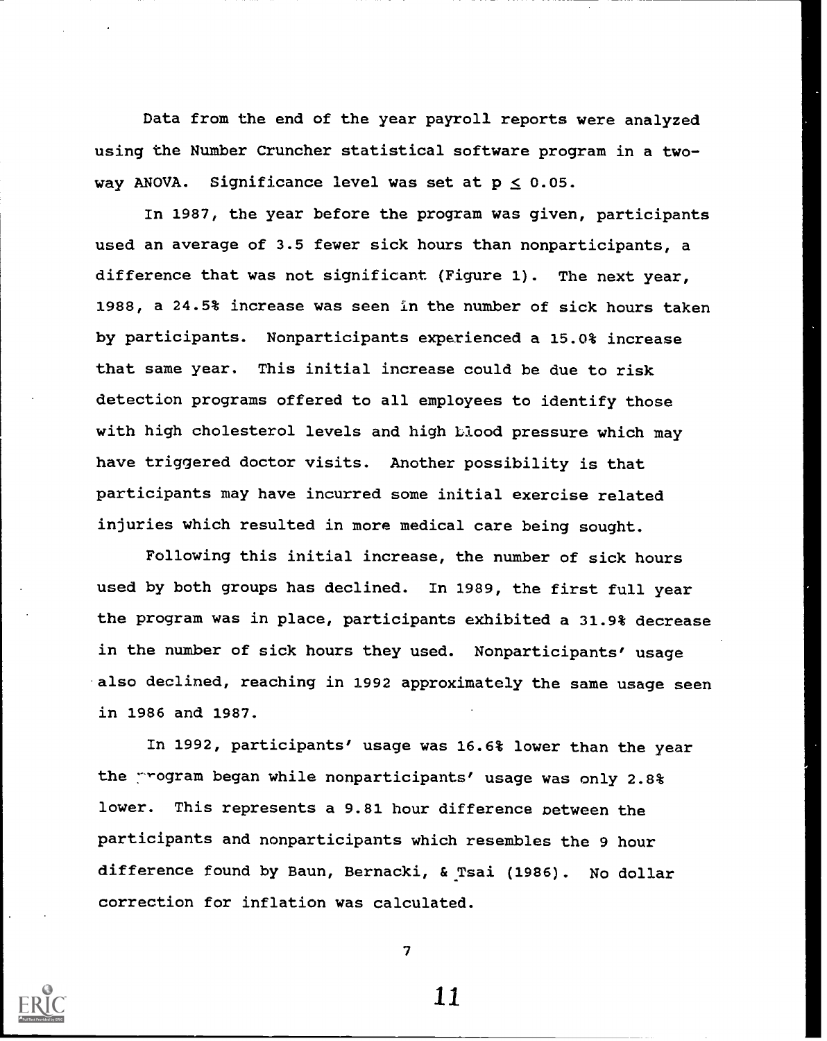Data from the end of the year payroll reports were analyzed using the Number Cruncher statistical software program in a two-way ANOVA. Significance level was set at $p \leq 0.05$.

In 1987, the year before the program was given, participants used an average of 3.5 fewer sick hours than nonparticipants, a difference that was not significant (Figure 1). The next year, 1988, a 24.5% increase was seen in the number of sick hours taken by participants. Nonparticipants experienced a 15.0% increase that same year. This initial increase could be due to risk detection programs offered to all employees to identify those with high cholesterol levels and high blood pressure which may have triggered doctor visits. Another possibility is that participants may have incurred some initial exercise related injuries which resulted in more medical care being sought.

Following this initial increase, the number of sick hours used by both groups has declined. In 1989, the first full year the program was in place, participants exhibited a 31.9% decrease in the number of sick hours they used. Nonparticipants' usage also declined, reaching in 1992 approximately the same usage seen in 1986 and 1987.

In 1992, participants' usage was 16.6% lower than the year the program began while nonparticipants' usage was only 2.8% lower. This represents a 9.81 hour difference between the participants and nonparticipants which resembles the 9 hour difference found by Baun, Bernacki, & Tsai (1986). No dollar correction for inflation was calculated.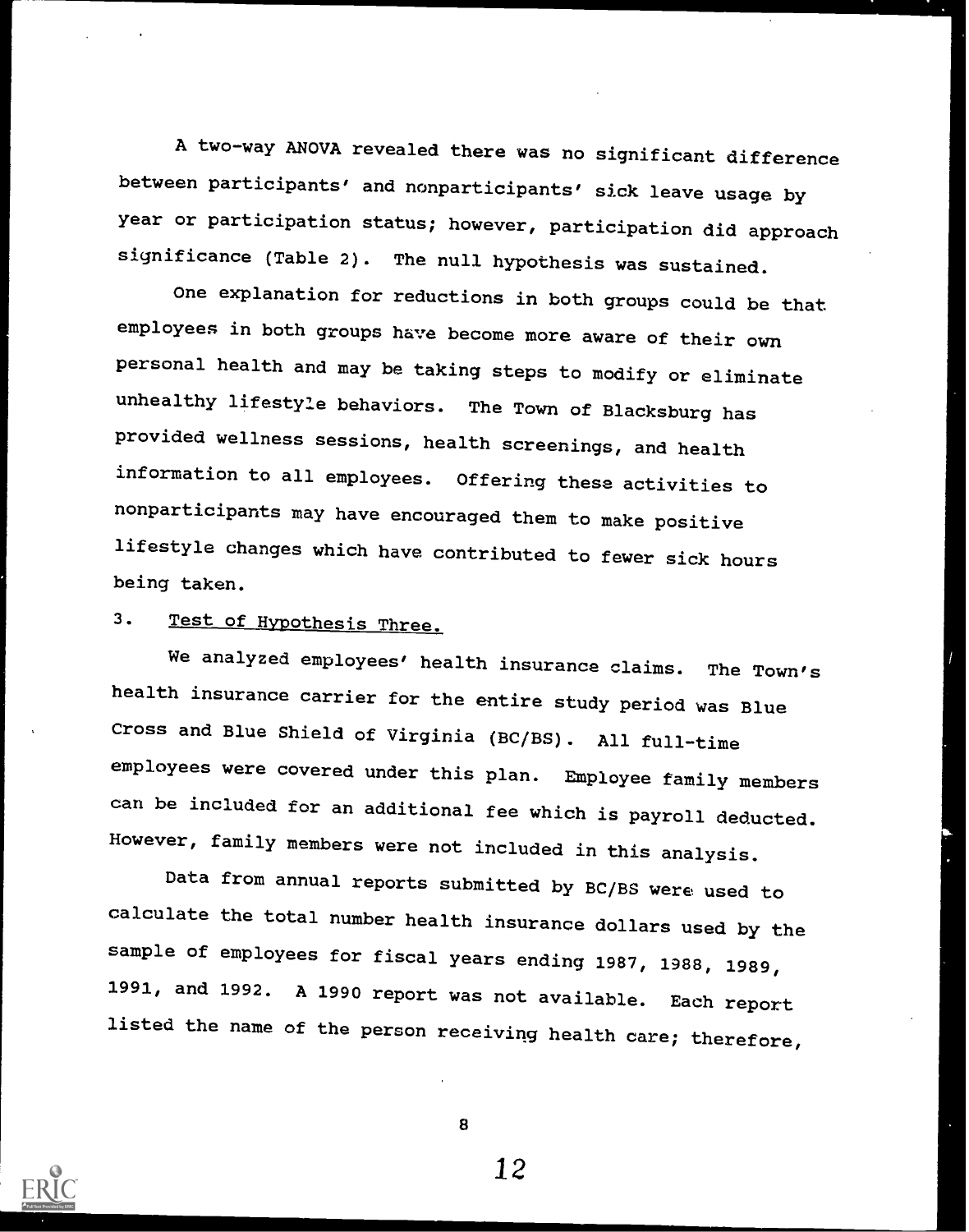A two-way ANOVA revealed there was no significant difference between participants' and nonparticipants' sick leave usage by year or participation status; however, participation did approach significance (Table 2). The null hypothesis was sustained.

One explanation for reductions in both groups could be that employees in both groups have become more aware of their own personal health and may be taking steps to modify or eliminate unhealthy lifestyle behaviors. The Town of Blacksburg has provided wellness sessions, health screenings, and health information to all employees. Offering these activities to nonparticipants may have encouraged them to make positive lifestyle changes which have contributed to fewer sick hours being taken.

3. Test of Hypothesis Three.

We analyzed employees' health insurance claims. The Town's health insurance carrier for the entire study period was Blue Cross and Blue Shield of Virginia (BC/BS). All full-time employees were covered under this plan. Employee family members can be included for an additional fee which is payroll deducted. However, family members were not included in this analysis.

Data from annual reports submitted by BC/BS were used to calculate the total number health insurance dollars used by the sample of employees for fiscal years ending 1987, 1988, 1989, 1991, and 1992. A 1990 report was not available. Each report listed the name of the person receiving health care; therefore,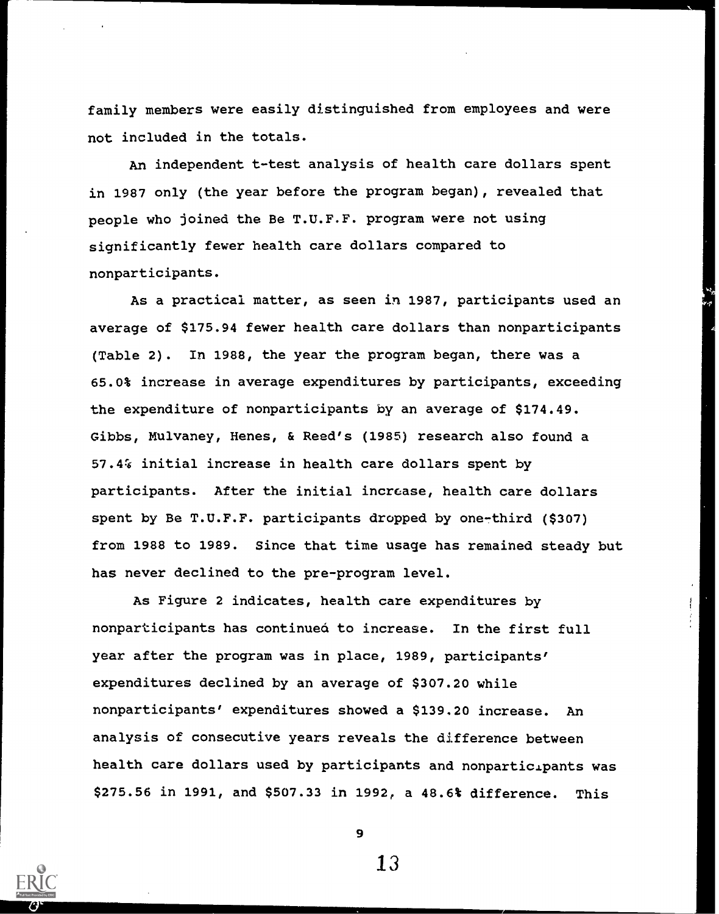family members were easily distinguished from employees and were not included in the totals.

An independent t-test analysis of health care dollars spent in 1987 only (the year before the program began), revealed that people who joined the Be T.U.F.F. program were not using significantly fewer health care dollars compared to nonparticipants.

As a practical matter, as seen in 1987, participants used an average of $175.94 fewer health care dollars than nonparticipants (Table 2). In 1988, the year the program began, there was a 65.0% increase in average expenditures by participants, exceeding the expenditure of nonparticipants by an average of $174.49. Gibbs, Mulvaney, Henes, & Reed's (1985) research also found a 57.4% initial increase in health care dollars spent by participants. After the initial increase, health care dollars spent by Be T.U.F.F. participants dropped by one-third ($307) from 1988 to 1989. Since that time usage has remained steady but has never declined to the pre-program level.

As Figure 2 indicates, health care expenditures by nonparticipants has continued to increase. In the first full year after the program was in place, 1989, participants' expenditures declined by an average of $307.20 while nonparticipants' expenditures showed a $139.20 increase. An analysis of consecutive years reveals the difference between health care dollars used by participants and nonparticipants was $275.56 in 1991, and $507.33 in 1992, a 48.6% difference. This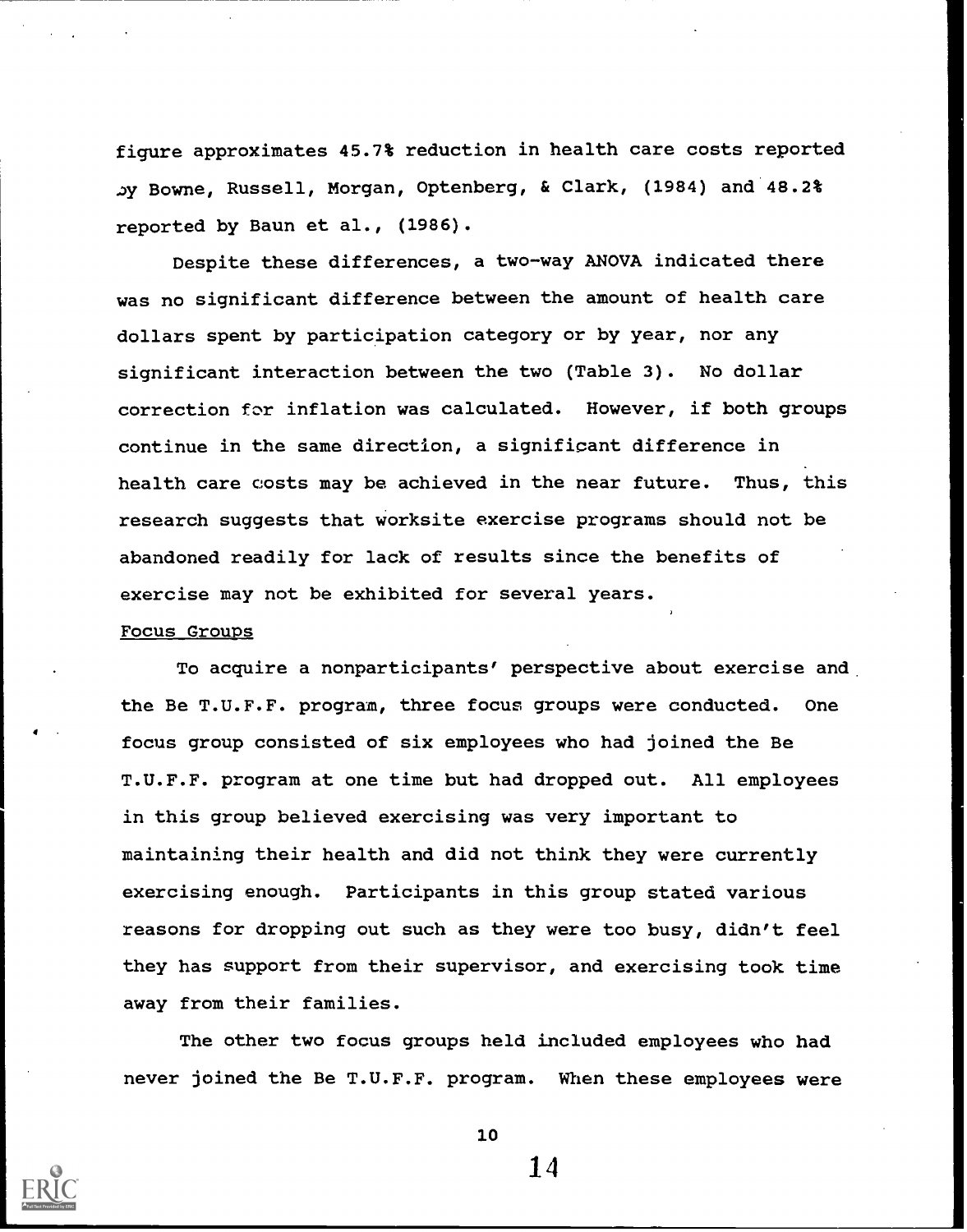figure approximates 45.7% reduction in health care costs reported by Bowne, Russell, Morgan, Optenberg, & Clark, (1984) and 48.2% reported by Baun et al., (1986).

Despite these differences, a two-way ANOVA indicated there was no significant difference between the amount of health care dollars spent by participation category or by year, nor any significant interaction between the two (Table 3). No dollar correction for inflation was calculated. However, if both groups continue in the same direction, a significant difference in health care costs may be achieved in the near future. Thus, this research suggests that worksite exercise programs should not be abandoned readily for lack of results since the benefits of exercise may not be exhibited for several years.

### Focus Groups

To acquire a nonparticipants' perspective about exercise and the Be T.U.F.F. program, three focus groups were conducted. One focus group consisted of six employees who had joined the Be T.U.F.F. program at one time but had dropped out. All employees in this group believed exercising was very important to maintaining their health and did not think they were currently exercising enough. Participants in this group stated various reasons for dropping out such as they were too busy, didn't feel they has support from their supervisor, and exercising took time away from their families.

The other two focus groups held included employees who had never joined the Be T.U.F.F. program. When these employees were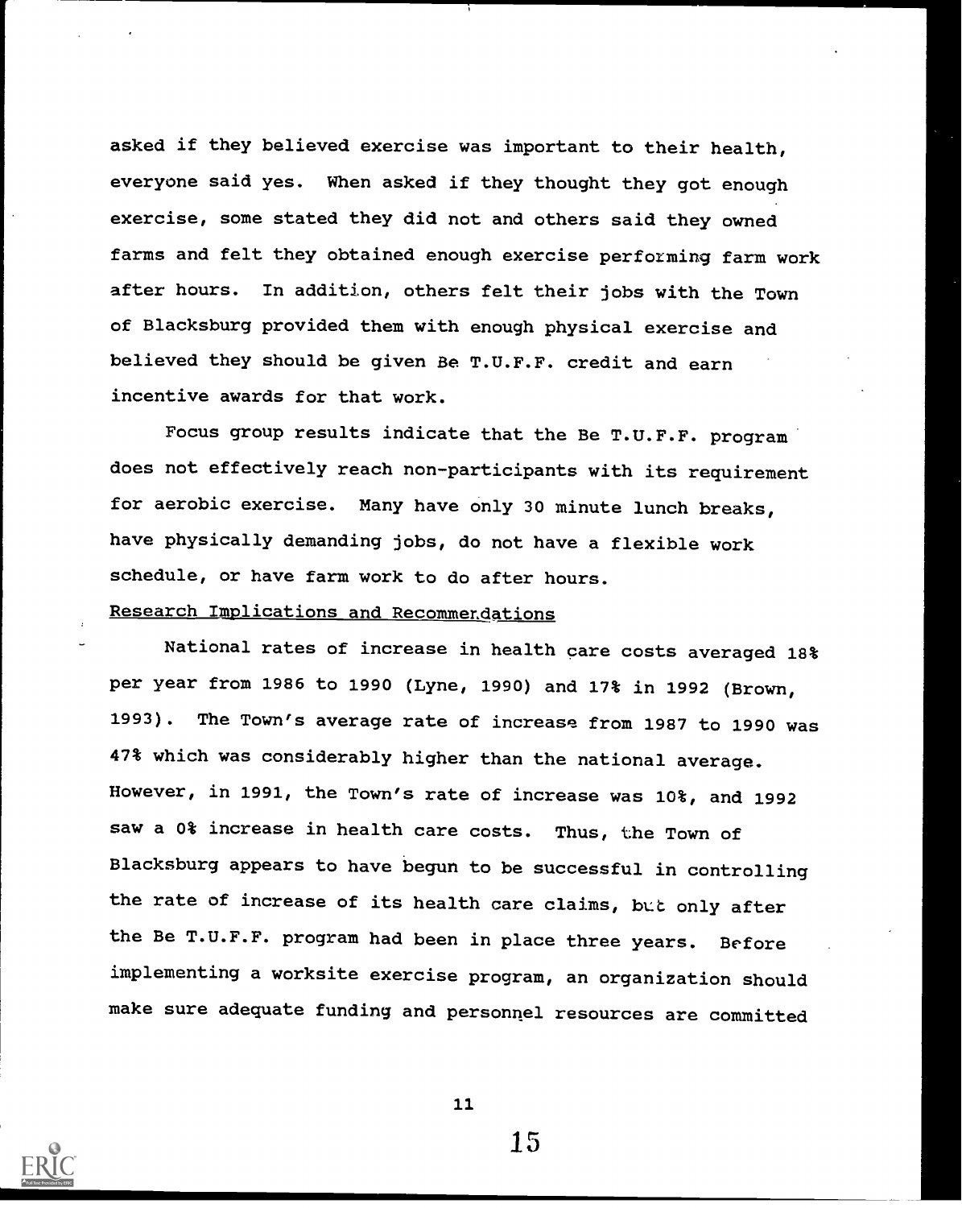asked if they believed exercise was important to their health, everyone said yes. When asked if they thought they got enough exercise, some stated they did not and others said they owned farms and felt they obtained enough exercise performing farm work after hours. In addition, others felt their jobs with the Town of Blacksburg provided them with enough physical exercise and believed they should be given Be T.U.F.F. credit and earn incentive awards for that work.

Focus group results indicate that the Be T.U.F.F. program does not effectively reach non-participants with its requirement for aerobic exercise. Many have only 30 minute lunch breaks, have physically demanding jobs, do not have a flexible work schedule, or have farm work to do after hours.

## Research Implications and Recommendations

National rates of increase in health care costs averaged 18% per year from 1986 to 1990 (Lyne, 1990) and 17% in 1992 (Brown, 1993). The Town's average rate of increase from 1987 to 1990 was 47% which was considerably higher than the national average. However, in 1991, the Town's rate of increase was 10%, and 1992 saw a 0% increase in health care costs. Thus, the Town of Blacksburg appears to have begun to be successful in controlling the rate of increase of its health care claims, but only after the Be T.U.F.F. program had been in place three years. Before implementing a worksite exercise program, an organization should make sure adequate funding and personnel resources are committed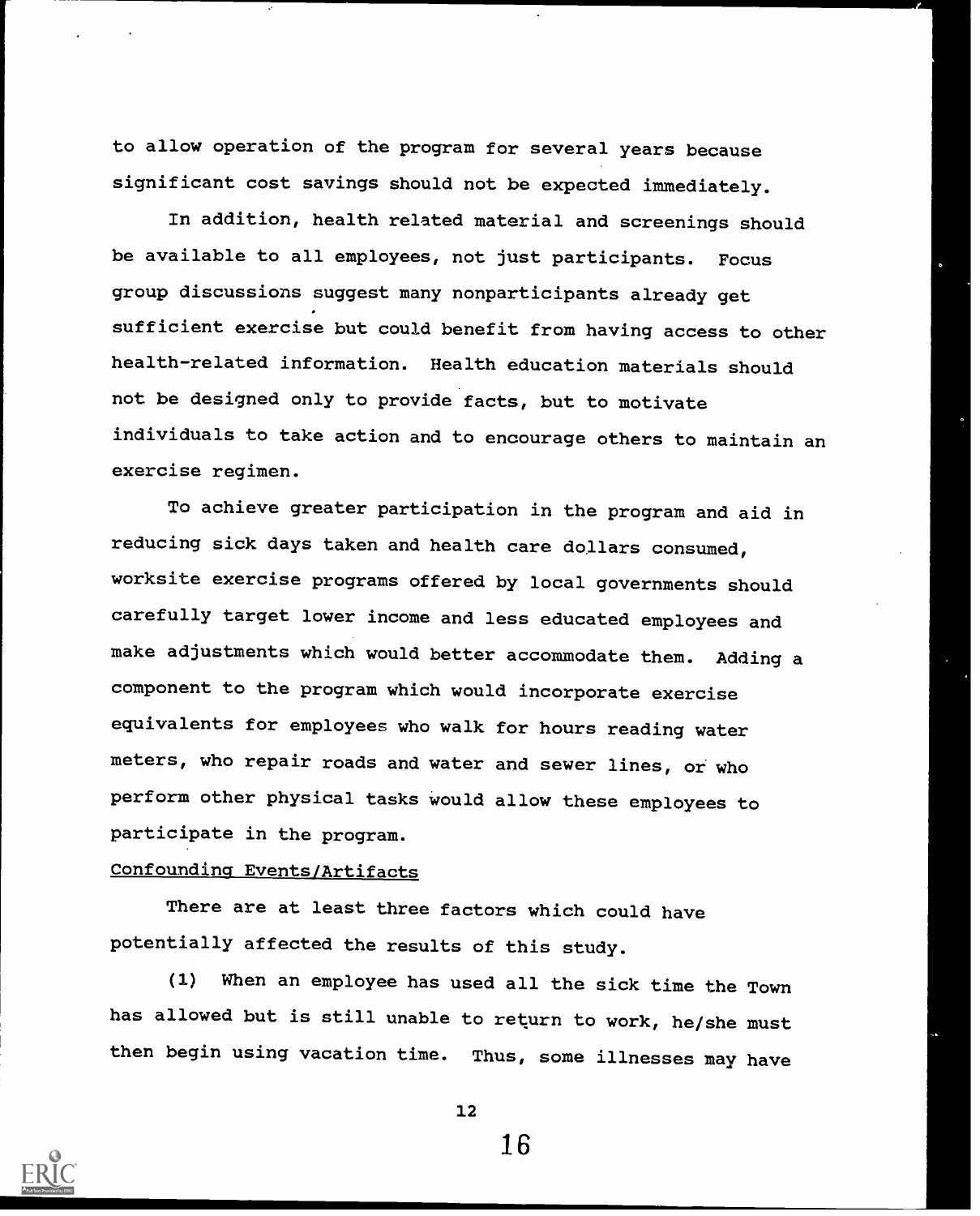to allow operation of the program for several years because significant cost savings should not be expected immediately.

In addition, health related material and screenings should be available to all employees, not just participants. Focus group discussions suggest many nonparticipants already get sufficient exercise but could benefit from having access to other health-related information. Health education materials should not be designed only to provide facts, but to motivate individuals to take action and to encourage others to maintain an exercise regimen.

To achieve greater participation in the program and aid in reducing sick days taken and health care dollars consumed, worksite exercise programs offered by local governments should carefully target lower income and less educated employees and make adjustments which would better accommodate them. Adding a component to the program which would incorporate exercise equivalents for employees who walk for hours reading water meters, who repair roads and water and sewer lines, or who perform other physical tasks would allow these employees to participate in the program.

Confounding Events/Artifacts

There are at least three factors which could have potentially affected the results of this study.

(1) When an employee has used all the sick time the Town has allowed but is still unable to return to work, he/she must then begin using vacation time. Thus, some illnesses may have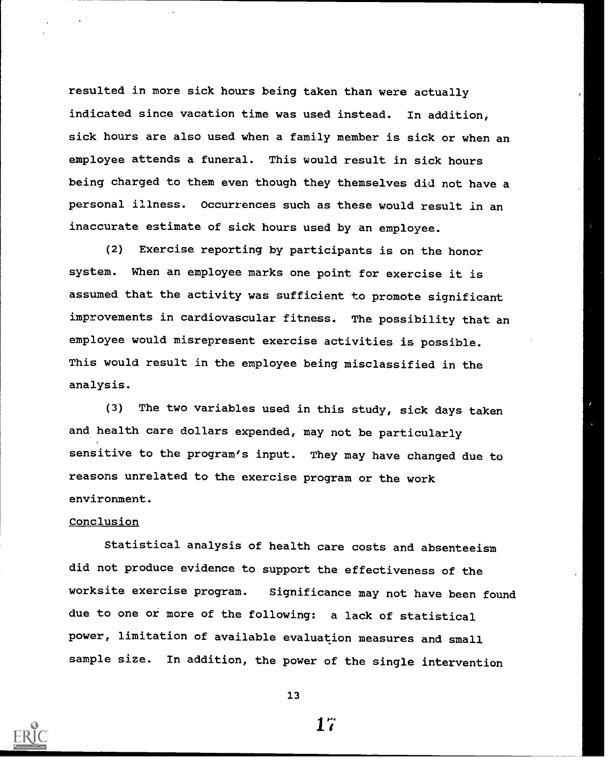resulted in more sick hours being taken than were actually indicated since vacation time was used instead. In addition, sick hours are also used when a family member is sick or when an employee attends a funeral. This would result in sick hours being charged to them even though they themselves did not have a personal illness. Occurrences such as these would result in an inaccurate estimate of sick hours used by an employee.

(2) Exercise reporting by participants is on the honor system. When an employee marks one point for exercise it is assumed that the activity was sufficient to promote significant improvements in cardiovascular fitness. The possibility that an employee would misrepresent exercise activities is possible. This would result in the employee being misclassified in the analysis.

(3) The two variables used in this study, sick days taken and health care dollars expended, may not be particularly sensitive to the program's input. They may have changed due to reasons unrelated to the exercise program or the work environment.

Conclusion

Statistical analysis of health care costs and absenteeism did not produce evidence to support the effectiveness of the worksite exercise program. Significance may not have been found due to one or more of the following: a lack of statistical power, limitation of available evaluation measures and small sample size. In addition, the power of the single intervention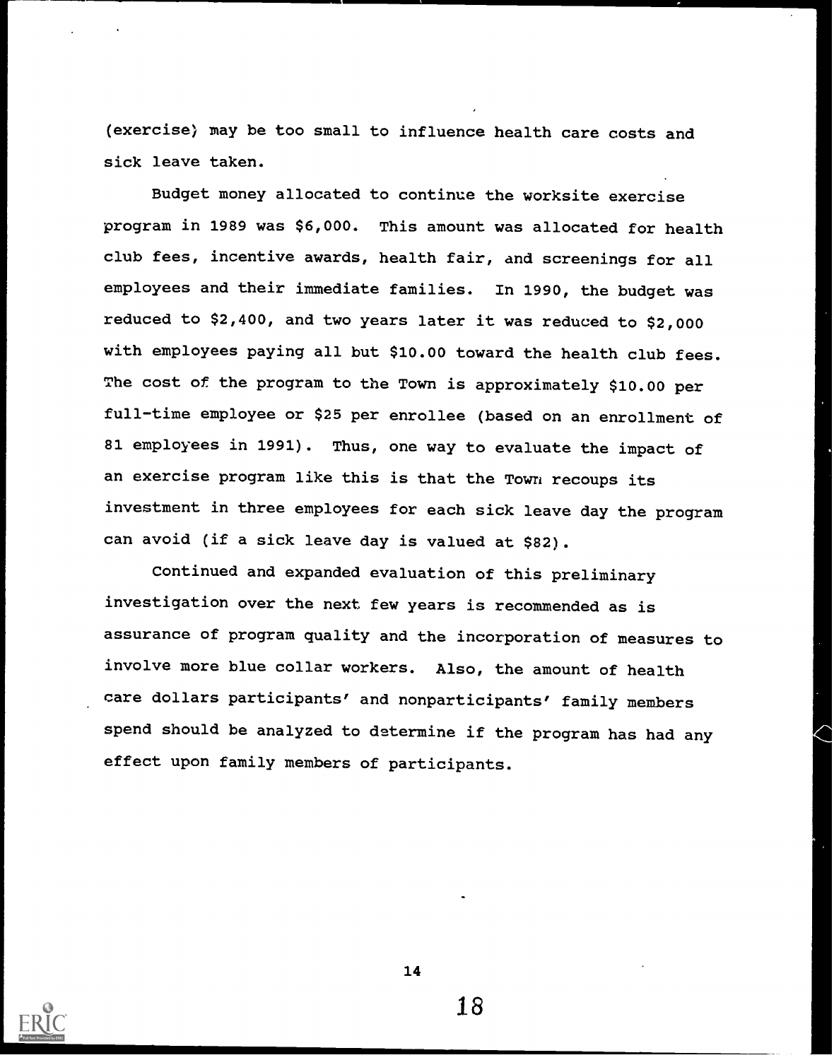(exercise) may be too small to influence health care costs and sick leave taken.

Budget money allocated to continue the worksite exercise program in 1989 was $6,000. This amount was allocated for health club fees, incentive awards, health fair, and screenings for all employees and their immediate families. In 1990, the budget was reduced to $2,400, and two years later it was reduced to $2,000 with employees paying all but $10.00 toward the health club fees. The cost of the program to the Town is approximately $10.00 per full-time employee or $25 per enrollee (based on an enrollment of 81 employees in 1991). Thus, one way to evaluate the impact of an exercise program like this is that the Town recoups its investment in three employees for each sick leave day the program can avoid (if a sick leave day is valued at $82).

Continued and expanded evaluation of this preliminary investigation over the next few years is recommended as is assurance of program quality and the incorporation of measures to involve more blue collar workers. Also, the amount of health care dollars participants' and nonparticipants' family members spend should be analyzed to determine if the program has had any effect upon family members of participants.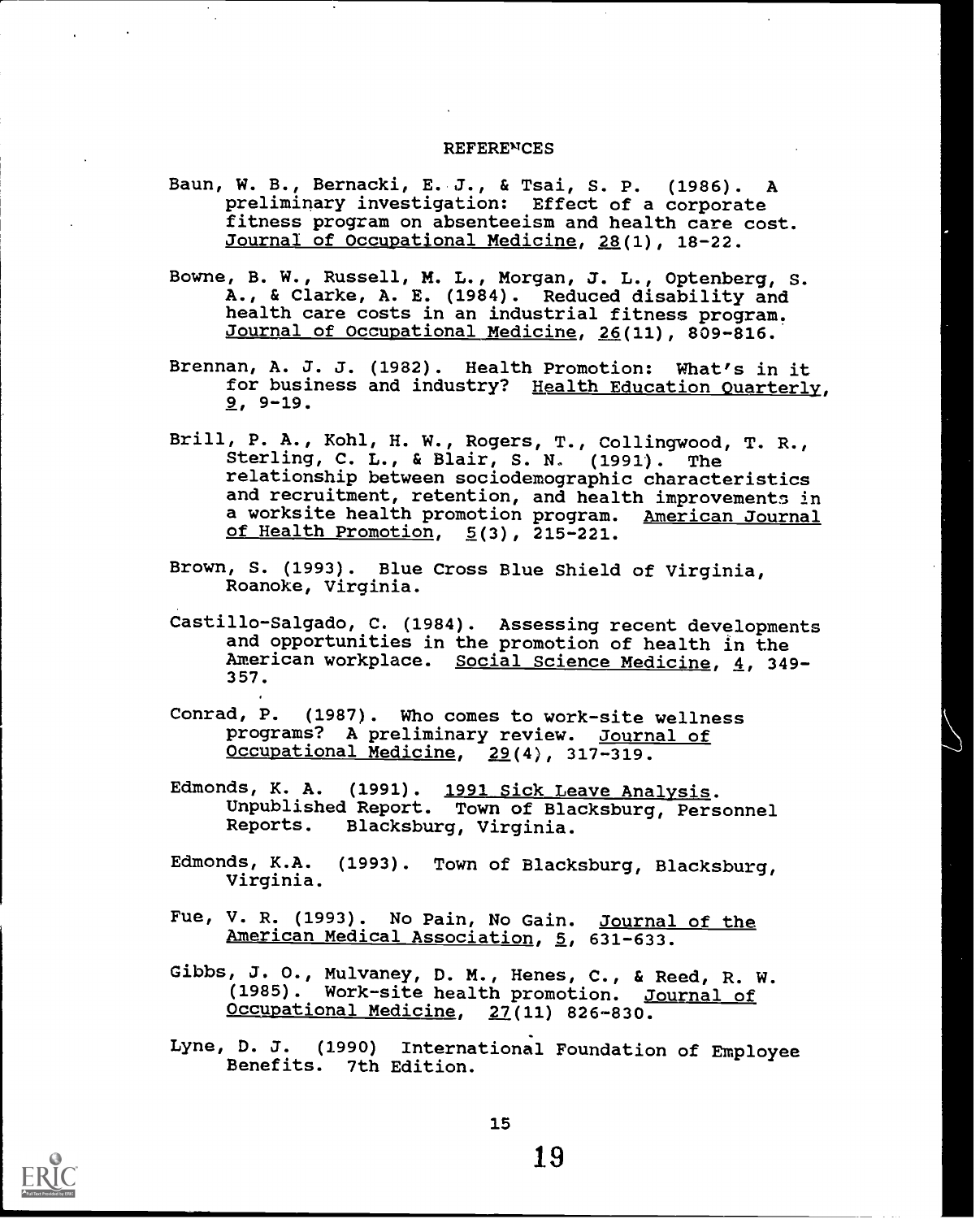# REFERENCES

Baun, W. B., Bernacki, E. J., & Tsai, S. P. (1986). A preliminary investigation: Effect of a corporate fitness program on absenteeism and health care cost. Journal of Occupational Medicine, 28(1), 18-22.

Bowne, B. W., Russell, M. L., Morgan, J. L., Optenberg, S. A., & Clarke, A. E. (1984). Reduced disability and health care costs in an industrial fitness program. Journal of Occupational Medicine, 26(11), 809-816.

Brennan, A. J. J. (1982). Health Promotion: What's in it for business and industry? Health Education Quarterly, 9, 9-19.

Brill, P. A., Kohl, H. W., Rogers, T., Collingwood, T. R., Sterling, C. L., & Blair, S. N. (1991). The relationship between sociodemographic characteristics and recruitment, retention, and health improvements in a worksite health promotion program. American Journal of Health Promotion, 5(3), 215-221.

Brown, S. (1993). Blue Cross Blue Shield of Virginia, Roanoke, Virginia.

Castillo-Salgado, C. (1984). Assessing recent developments and opportunities in the promotion of health in the American workplace. Social Science Medicine, 4, 349-357.

Conrad, P. (1987). Who comes to work-site wellness programs? A preliminary review. Journal of Occupational Medicine, 29(4), 317-319.

Edmonds, K. A. (1991). 1991 Sick Leave Analysis. Unpublished Report. Town of Blacksburg, Personnel Reports. Blacksburg, Virginia.

Edmonds, K.A. (1993). Town of Blacksburg, Blacksburg, Virginia.

Fue, V. R. (1993). No Pain, No Gain. Journal of the American Medical Association, 5, 631-633.

Gibbs, J. O., Mulvaney, D. M., Henes, C., & Reed, R. W. (1985). Work-site health promotion. Journal of Occupational Medicine, 27(11) 826-830.

Lyne, D. J. (1990) International Foundation of Employee Benefits. 7th Edition.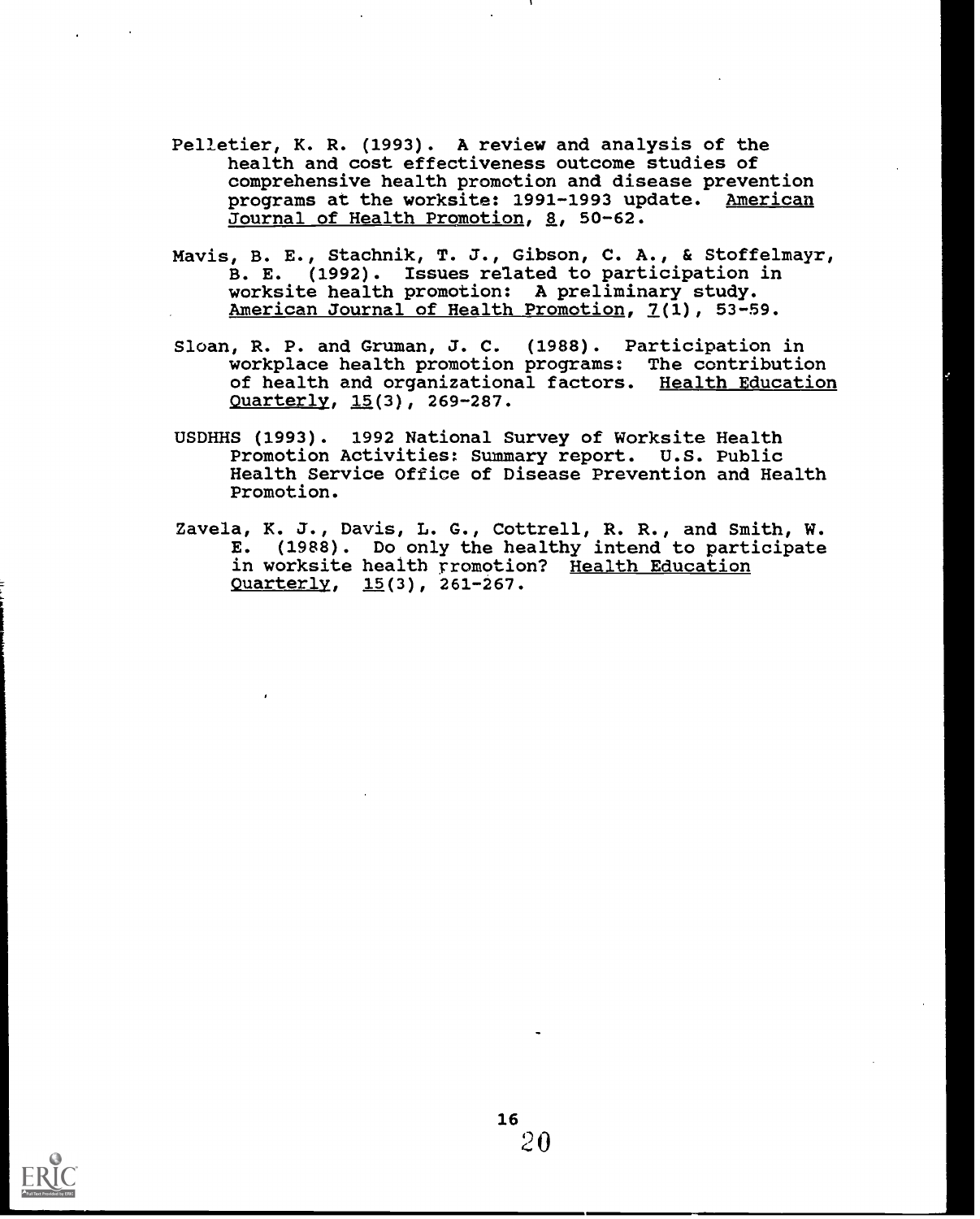Pelletier, K. R. (1993). A review and analysis of the health and cost effectiveness outcome studies of comprehensive health promotion and disease prevention programs at the worksite: 1991-1993 update. American Journal of Health Promotion, 8, 50-62.

Mavis, B. E., Stachnik, T. J., Gibson, C. A., & Stoffelmayr, B. E. (1992). Issues related to participation in worksite health promotion: A preliminary study. American Journal of Health Promotion, 7(1), 53-59.

Sloan, R. P. and Gruman, J. C. (1988). Participation in workplace health promotion programs: The contribution of health and organizational factors. Health Education Quarterly, 15(3), 269-287.

USDHHS (1993). 1992 National Survey of Worksite Health Promotion Activities: Summary report. U.S. Public Health Service Office of Disease Prevention and Health Promotion.

Zavela, K. J., Davis, L. G., Cottrell, R. R., and Smith, W. E. (1988). Do only the healthy intend to participate in worksite health promotion? Health Education Quarterly, 15(3), 261-267.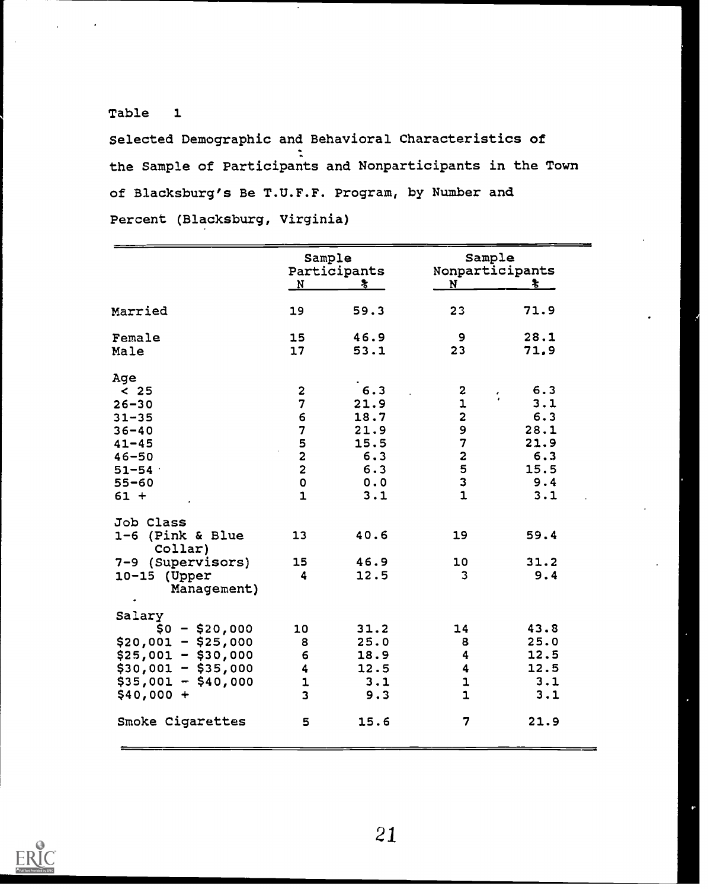Table 1

Selected Demographic and Behavioral Characteristics of the Sample of Participants and Nonparticipants in the Town of Blacksburg's Be T.U.F.F. Program, by Number and Percent (Blacksburg, Virginia)

| | Sample Participants | | Sample Nonparticipants | |
|---|---|---|---|---|
| | N | % | N | % |
| Married | 19 | 59.3 | 23 | 71.9 |
| Female | 15 | 46.9 | 9 | 28.1 |
| Male | 17 | 53.1 | 23 | 71.9 |
| Age | | | | |
| < 25 | 2 | 6.3 | 2 | 6.3 |
| 26-30 | 7 | 21.9 | 1 | 3.1 |
| 31-35 | 6 | 18.7 | 2 | 6.3 |
| 36-40 | 7 | 21.9 | 9 | 28.1 |
| 41-45 | 5 | 15.5 | 7 | 21.9 |
| 46-50 | 2 | 6.3 | 2 | 6.3 |
| 51-54 | 2 | 6.3 | 5 | 15.5 |
| 55-60 | 0 | 0.0 | 3 | 9.4 |
| 61 + | 1 | 3.1 | 1 | 3.1 |
| Job Class | | | | |
| 1-6 (Pink & Blue Collar) | 13 | 40.6 | 19 | 59.4 |
| 7-9 (Supervisors) | 15 | 46.9 | 10 | 31.2 |
| 10-15 (Upper Management) | 4 | 12.5 | 3 | 9.4 |
| Salary | | | | |
| $0 - $20,000 | 10 | 31.2 | 14 | 43.8 |
| $20,001 - $25,000 | 8 | 25.0 | 8 | 25.0 |
| $25,001 - $30,000 | 6 | 18.9 | 4 | 12.5 |
| $30,001 - $35,000 | 4 | 12.5 | 4 | 12.5 |
| $35,001 - $40,000 | 1 | 3.1 | 1 | 3.1 |
| $40,000 + | 3 | 9.3 | 1 | 3.1 |
| Smoke Cigarettes | 5 | 15.6 | 7 | 21.9 |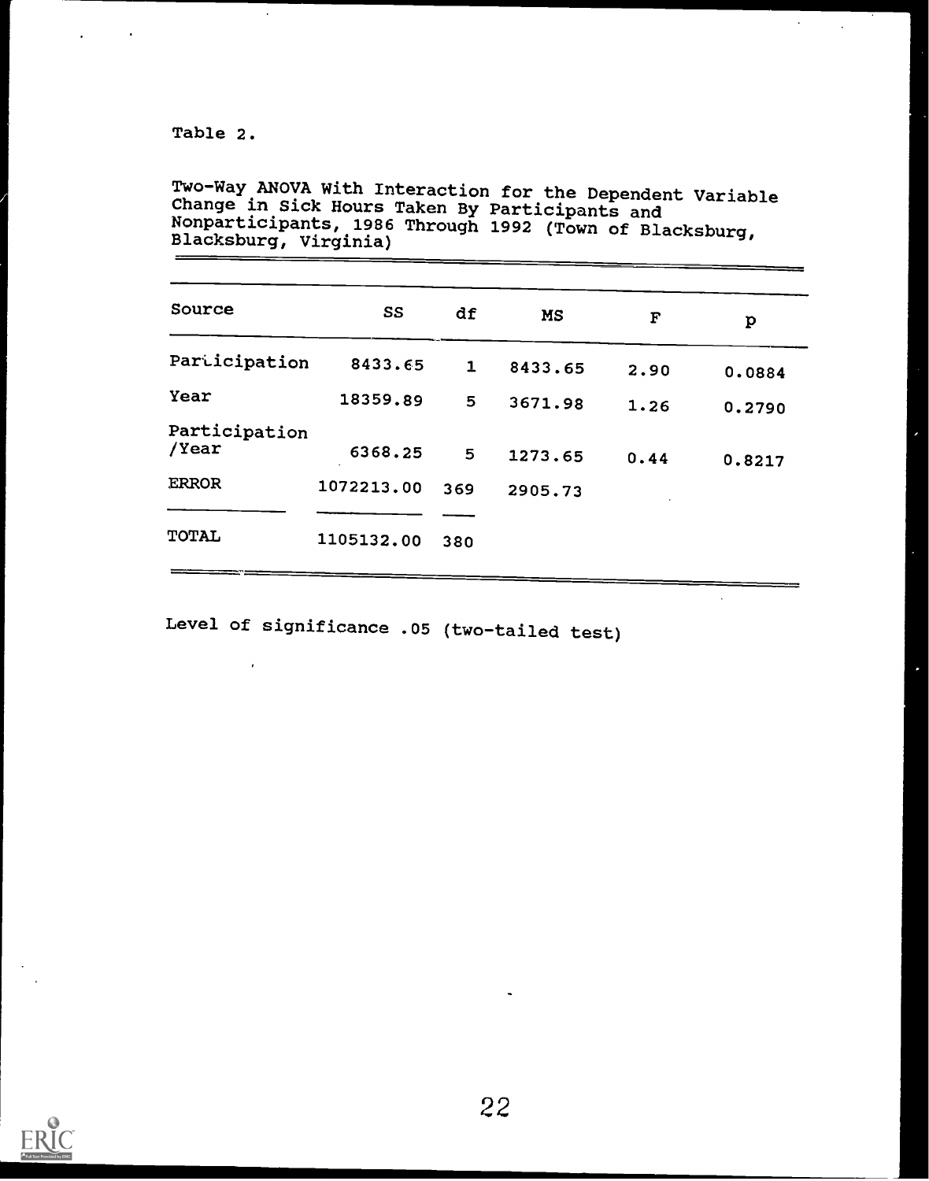Table 2.

Two-Way ANOVA With Interaction for the Dependent Variable Change in Sick Hours Taken By Participants and Nonparticipants, 1986 Through 1992 (Town of Blacksburg, Blacksburg, Virginia)

| Source | SS | df | MS | F | p |
|---|---|---|---|---|---|
| Participation | 8433.65 | 1 | 8433.65 | 2.90 | 0.0884 |
| Year | 18359.89 | 5 | 3671.98 | 1.26 | 0.2790 |
| Participation /Year | 6368.25 | 5 | 1273.65 | 0.44 | 0.8217 |
| ERROR | 1072213.00 | 369 | 2905.73 | | |
| TOTAL | 1105132.00 | 380 | | | |

Level of significance .05 (two-tailed test)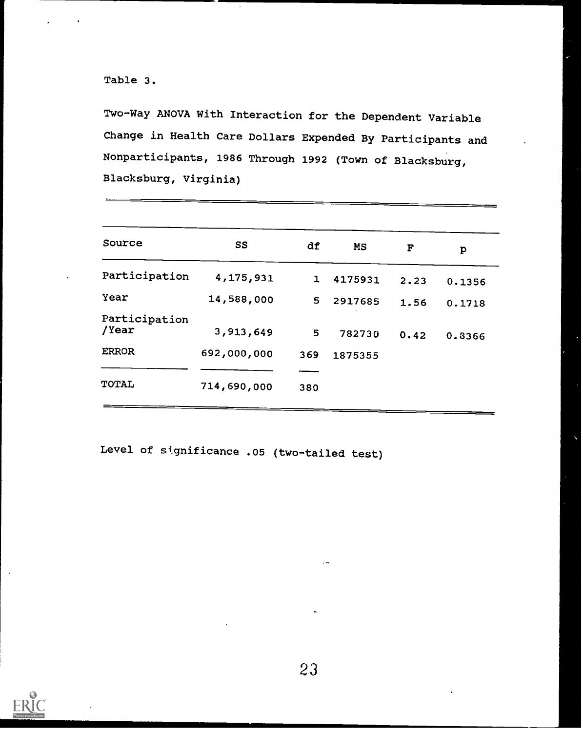Table 3.

Two-Way ANOVA With Interaction for the Dependent Variable Change in Health Care Dollars Expended By Participants and Nonparticipants, 1986 Through 1992 (Town of Blacksburg, Blacksburg, Virginia)

| Source | SS | df | MS | F | p |
|---|---|---|---|---|---|
| Participation | 4,175,931 | 1 | 4175931 | 2.23 | 0.1356 |
| Year | 14,588,000 | 5 | 2917685 | 1.56 | 0.1718 |
| Participation /Year | 3,913,649 | 5 | 782730 | 0.42 | 0.8366 |
| ERROR | 692,000,000 | 369 | 1875355 | | |
| TOTAL | 714,690,000 | 380 | | | |

Level of significance .05 (two-tailed test)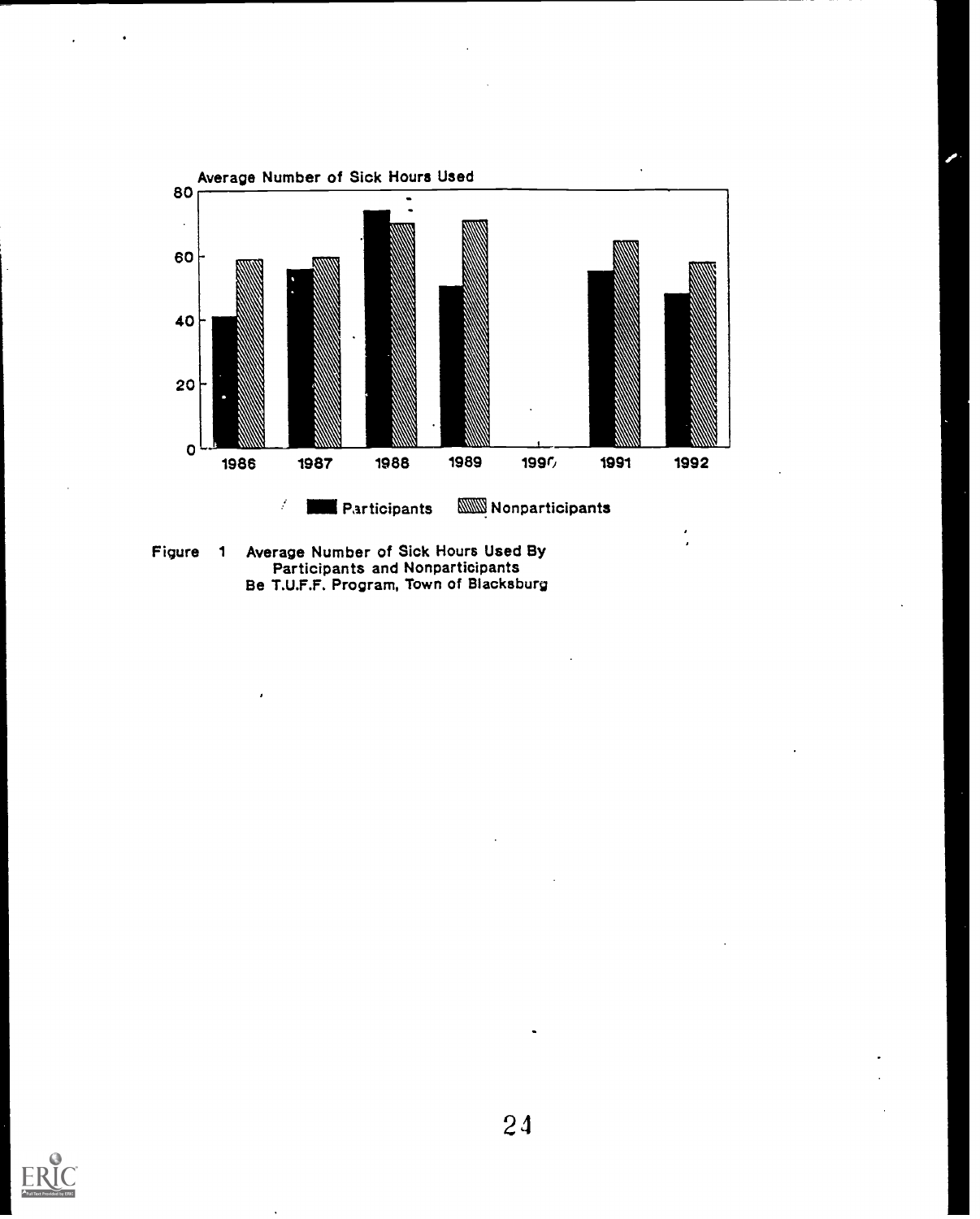Figure 1 Average Number of Sick Hours Used By Participants and Nonparticipants Be T.U.F.F. Program, Town of Blacksburg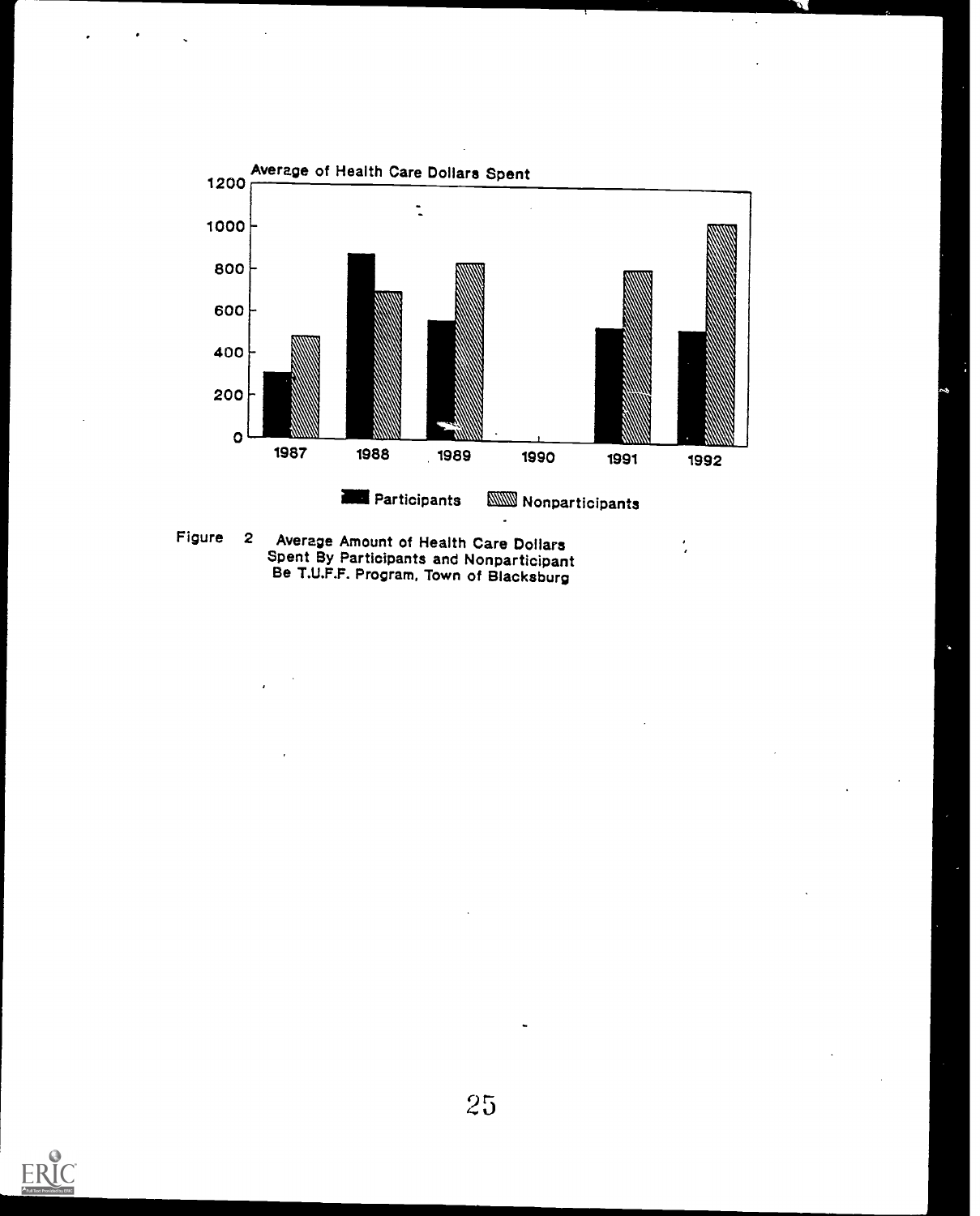Average of Health Care Dollars Spent

1200
1000
800
600
400
200
0

1987
1988
1989
1990
1991
1992

Participants
Nonparticipants

Figure 2 Average Amount of Health Care Dollars Spent By Participants and Nonparticipant Be T.U.F.F. Program, Town of Blacksburg